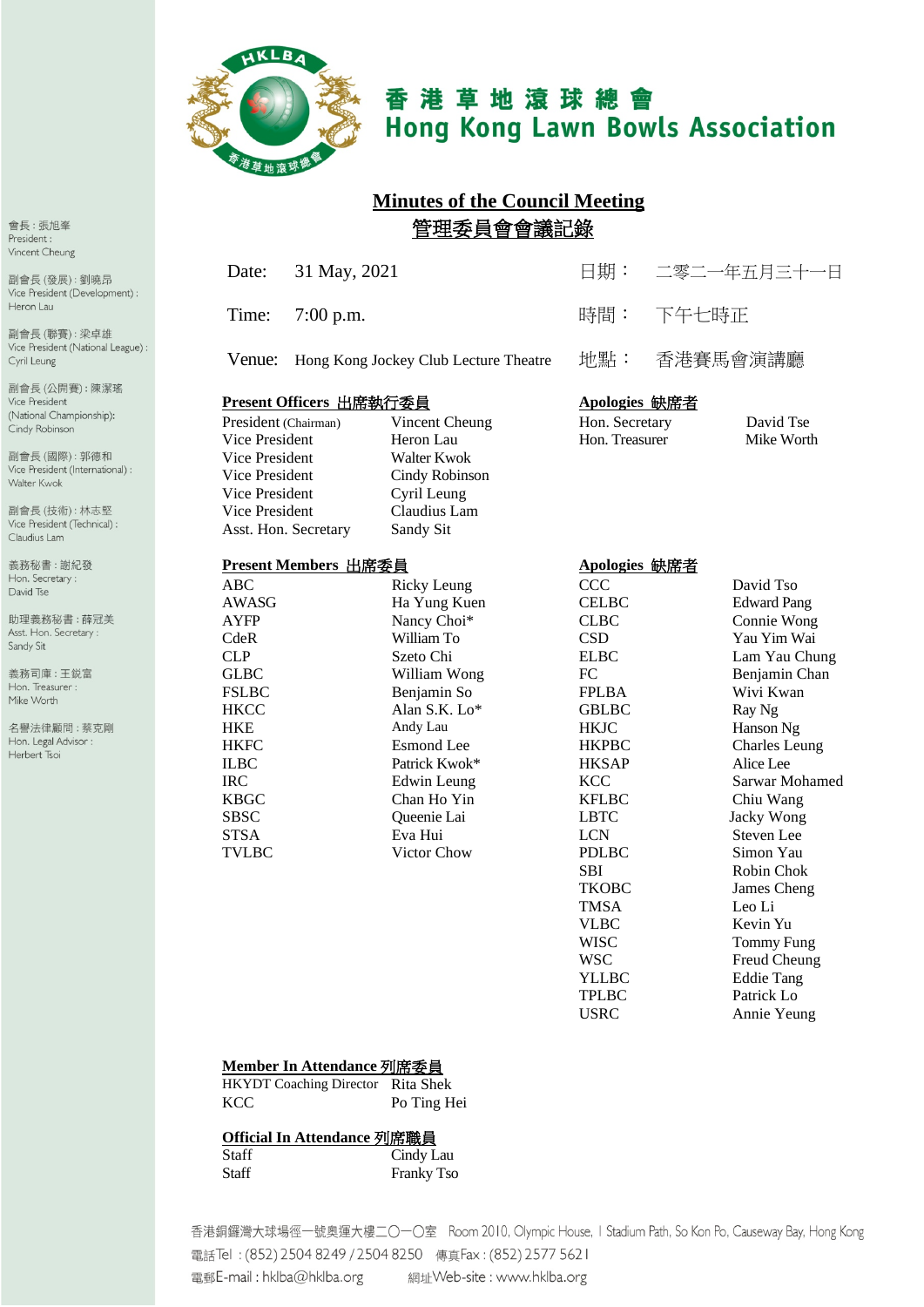# 香港草地滾球總會
# Hong Kong Lawn Bowls Association

會長：張旭峯
President : Vincent Cheung

副會長 (發展)：劉曉昂
Vice President (Development) : Heron Lau

副會長 (聯賽)：梁卓雄
Vice President (National League) : Cyril Leung

副會長 (公開賽)：陳潔瑤
Vice President (National Championship): Cindy Robinson

副會長 (國際)：郭德和
Vice President (International) : Walter Kwok

副會長 (技術)：林志堅
Vice President (Technical) : Claudius Lam

義務秘書：謝紀發
Hon. Secretary : David Tse

助理義務秘書：薛冠美
Asst. Hon. Secretary : Sandy Sit

義務司庫：王鋭富
Hon. Treasurer : Mike Worth

名譽法律顧問：蔡克剛
Hon. Legal Advisor : Herbert Tsoi

## Minutes of the Council Meeting
## 管理委員會會議記錄

| | | | |
|---|---|---|---|
| Date: | 31 May, 2021 | 日期： | 二零二一年五月三十一日 |
| Time: | 7:00 p.m. | 時間： | 下午七時正 |
| Venue: | Hong Kong Jockey Club Lecture Theatre | 地點： | 香港賽馬會演講廳 |

**Present Officers 出席執行委員**

| | |
|---|---|
| President (Chairman) | Vincent Cheung |
| Vice President | Heron Lau |
| Vice President | Walter Kwok |
| Vice President | Cindy Robinson |
| Vice President | Cyril Leung |
| Vice President | Claudius Lam |
| Asst. Hon. Secretary | Sandy Sit |

**Apologies 缺席者**

| | |
|---|---|
| Hon. Secretary | David Tse |
| Hon. Treasurer | Mike Worth |

**Present Members 出席委員**

| | |
|---|---|
| ABC | Ricky Leung |
| AWASG | Ha Yung Kuen |
| AYFP | Nancy Choi* |
| CdeR | William To |
| CLP | Szeto Chi |
| GLBC | William Wong |
| FSLBC | Benjamin So |
| HKCC | Alan S.K. Lo* |
| HKE | Andy Lau |
| HKFC | Esmond Lee |
| ILBC | Patrick Kwok* |
| IRC | Edwin Leung |
| KBGC | Chan Ho Yin |
| SBSC | Queenie Lai |
| STSA | Eva Hui |
| TVLBC | Victor Chow |

**Apologies 缺席者**

| | |
|---|---|
| CCC | David Tso |
| CELBC | Edward Pang |
| CLBC | Connie Wong |
| CSD | Yau Yim Wai |
| ELBC | Lam Yau Chung |
| FC | Benjamin Chan |
| FPLBA | Wivi Kwan |
| GBLBC | Ray Ng |
| HKJC | Hanson Ng |
| HKPBC | Charles Leung |
| HKSAP | Alice Lee |
| KCC | Sarwar Mohamed |
| KFLBC | Chiu Wang |
| LBTC | Jacky Wong |
| LCN | Steven Lee |
| PDLBC | Simon Yau |
| SBI | Robin Chok |
| TKOBC | James Cheng |
| TMSA | Leo Li |
| VLBC | Kevin Yu |
| WISC | Tommy Fung |
| WSC | Freud Cheung |
| YLLBC | Eddie Tang |
| TPLBC | Patrick Lo |
| USRC | Annie Yeung |

**Member In Attendance 列席委員**

| | |
|---|---|
| HKYDT Coaching Director | Rita Shek |
| KCC | Po Ting Hei |

**Official In Attendance 列席職員**

| | |
|---|---|
| Staff | Cindy Lau |
| Staff | Franky Tso |

香港銅鑼灣大球場徑一號奧運大樓二〇一〇室 Room 2010, Olympic House, 1 Stadium Path, So Kon Po, Causeway Bay, Hong Kong
電話Tel : (852) 2504 8249 / 2504 8250 傳真Fax : (852) 2577 5621
電郵E-mail : hklba@hklba.org 網址Web-site : www.hklba.org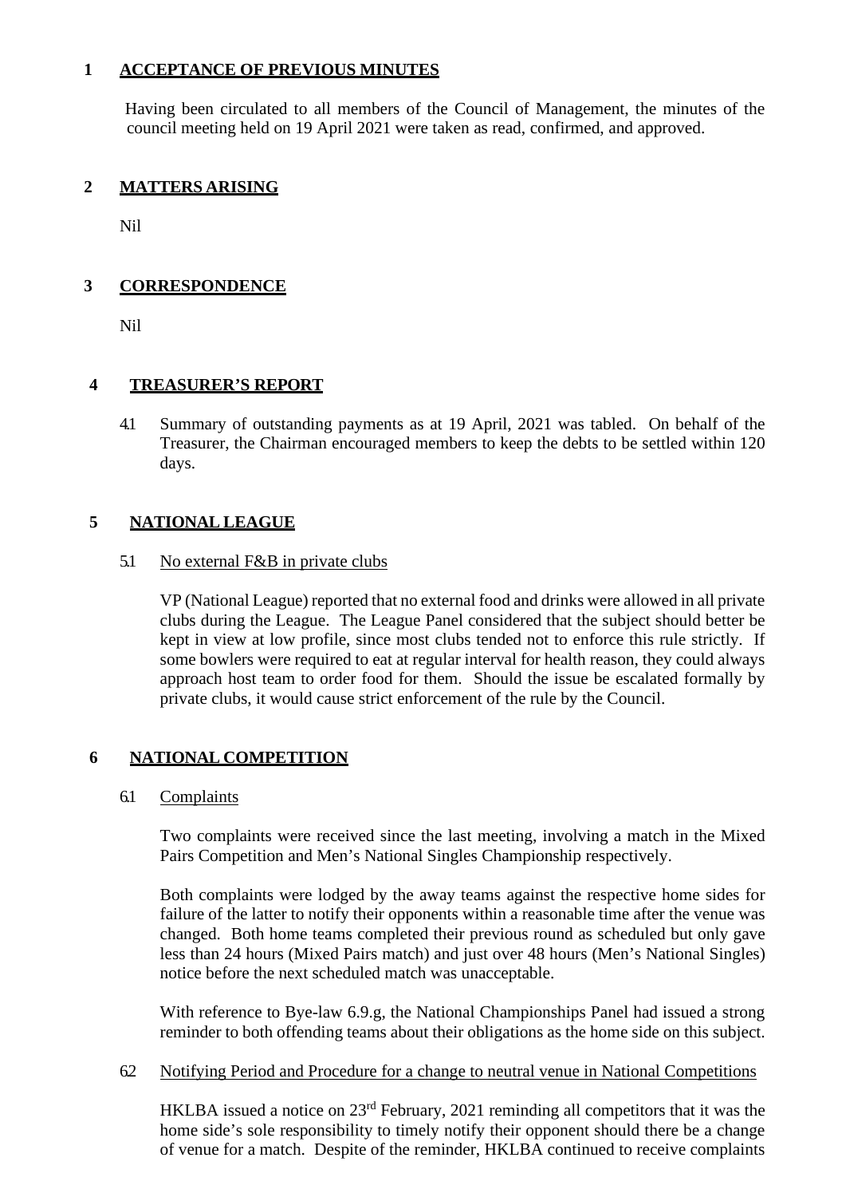## 1 ACCEPTANCE OF PREVIOUS MINUTES

Having been circulated to all members of the Council of Management, the minutes of the council meeting held on 19 April 2021 were taken as read, confirmed, and approved.

## 2 MATTERS ARISING

Nil

## 3 CORRESPONDENCE

Nil

## 4 TREASURER'S REPORT

4.1 Summary of outstanding payments as at 19 April, 2021 was tabled. On behalf of the Treasurer, the Chairman encouraged members to keep the debts to be settled within 120 days.

## 5 NATIONAL LEAGUE

### 5.1 No external F&B in private clubs

VP (National League) reported that no external food and drinks were allowed in all private clubs during the League. The League Panel considered that the subject should better be kept in view at low profile, since most clubs tended not to enforce this rule strictly. If some bowlers were required to eat at regular interval for health reason, they could always approach host team to order food for them. Should the issue be escalated formally by private clubs, it would cause strict enforcement of the rule by the Council.

## 6 NATIONAL COMPETITION

### 6.1 Complaints

Two complaints were received since the last meeting, involving a match in the Mixed Pairs Competition and Men's National Singles Championship respectively.

Both complaints were lodged by the away teams against the respective home sides for failure of the latter to notify their opponents within a reasonable time after the venue was changed. Both home teams completed their previous round as scheduled but only gave less than 24 hours (Mixed Pairs match) and just over 48 hours (Men's National Singles) notice before the next scheduled match was unacceptable.

With reference to Bye-law 6.9.g, the National Championships Panel had issued a strong reminder to both offending teams about their obligations as the home side on this subject.

### 6.2 Notifying Period and Procedure for a change to neutral venue in National Competitions

HKLBA issued a notice on 23rd February, 2021 reminding all competitors that it was the home side's sole responsibility to timely notify their opponent should there be a change of venue for a match. Despite of the reminder, HKLBA continued to receive complaints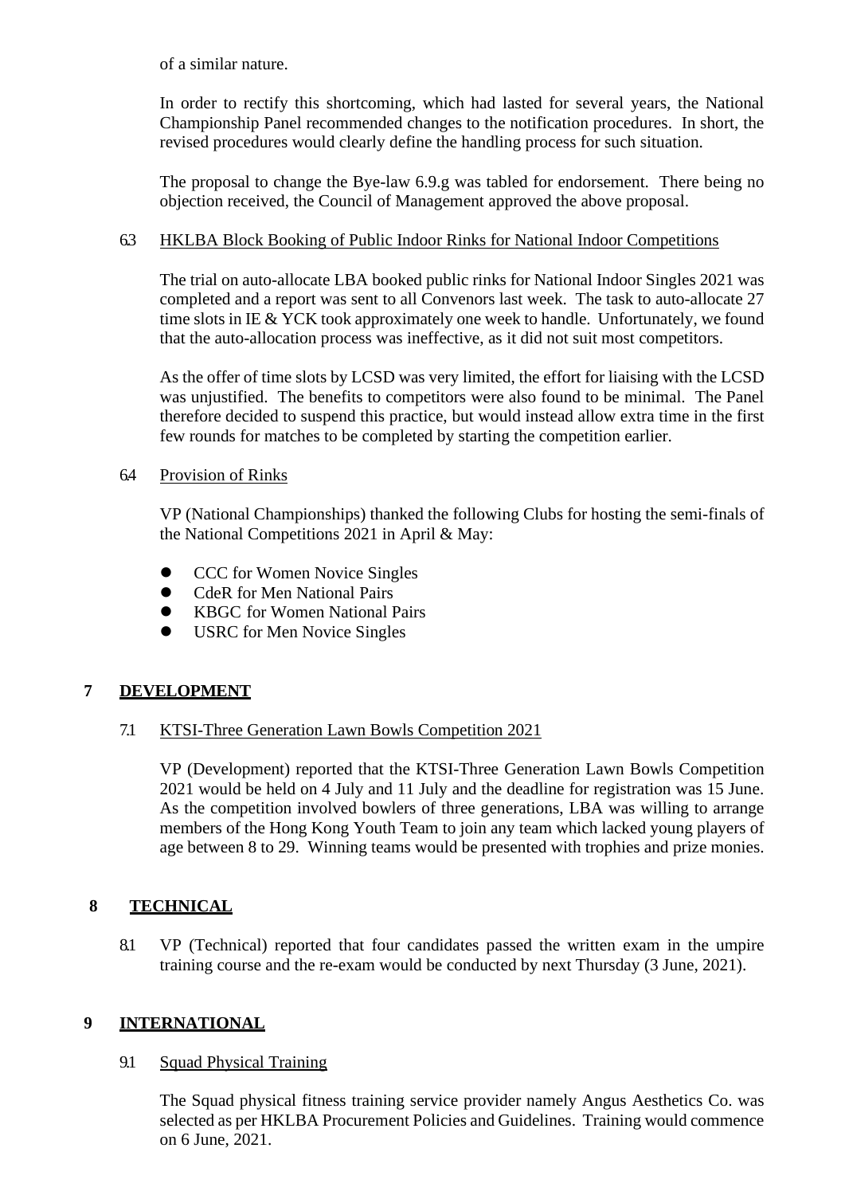of a similar nature.

In order to rectify this shortcoming, which had lasted for several years, the National Championship Panel recommended changes to the notification procedures. In short, the revised procedures would clearly define the handling process for such situation.

The proposal to change the Bye-law 6.9.g was tabled for endorsement. There being no objection received, the Council of Management approved the above proposal.

6.3 HKLBA Block Booking of Public Indoor Rinks for National Indoor Competitions

The trial on auto-allocate LBA booked public rinks for National Indoor Singles 2021 was completed and a report was sent to all Convenors last week. The task to auto-allocate 27 time slots in IE & YCK took approximately one week to handle. Unfortunately, we found that the auto-allocation process was ineffective, as it did not suit most competitors.

As the offer of time slots by LCSD was very limited, the effort for liaising with the LCSD was unjustified. The benefits to competitors were also found to be minimal. The Panel therefore decided to suspend this practice, but would instead allow extra time in the first few rounds for matches to be completed by starting the competition earlier.

6.4 Provision of Rinks

VP (National Championships) thanked the following Clubs for hosting the semi-finals of the National Competitions 2021 in April & May:

- CCC for Women Novice Singles
- CdeR for Men National Pairs
- KBGC for Women National Pairs
- USRC for Men Novice Singles

## 7 DEVELOPMENT

7.1 KTSI-Three Generation Lawn Bowls Competition 2021

VP (Development) reported that the KTSI-Three Generation Lawn Bowls Competition 2021 would be held on 4 July and 11 July and the deadline for registration was 15 June. As the competition involved bowlers of three generations, LBA was willing to arrange members of the Hong Kong Youth Team to join any team which lacked young players of age between 8 to 29. Winning teams would be presented with trophies and prize monies.

## 8 TECHNICAL

8.1 VP (Technical) reported that four candidates passed the written exam in the umpire training course and the re-exam would be conducted by next Thursday (3 June, 2021).

## 9 INTERNATIONAL

9.1 Squad Physical Training

The Squad physical fitness training service provider namely Angus Aesthetics Co. was selected as per HKLBA Procurement Policies and Guidelines. Training would commence on 6 June, 2021.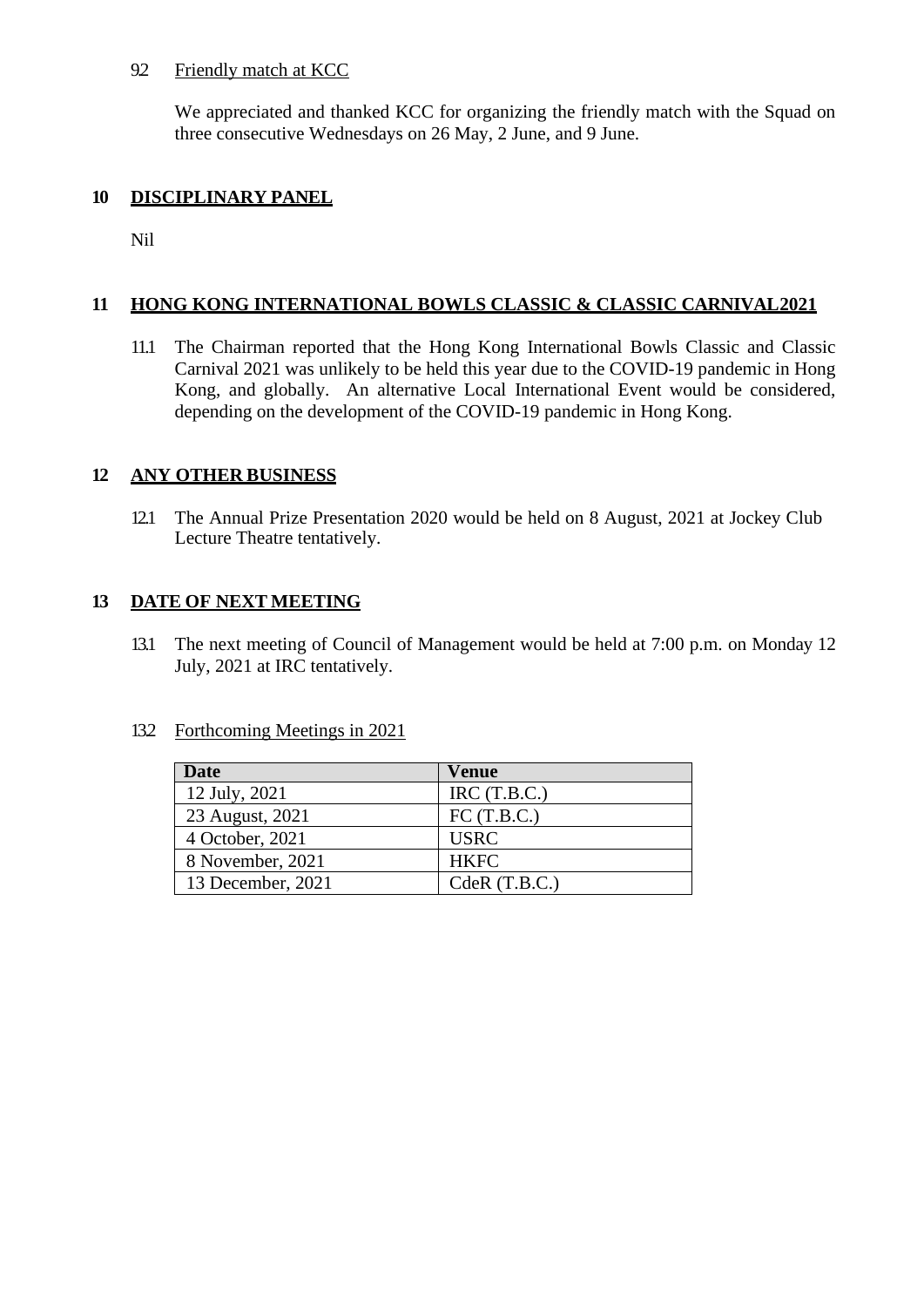9.2 Friendly match at KCC

We appreciated and thanked KCC for organizing the friendly match with the Squad on three consecutive Wednesdays on 26 May, 2 June, and 9 June.

## 10 DISCIPLINARY PANEL

Nil

## 11 HONG KONG INTERNATIONAL BOWLS CLASSIC & CLASSIC CARNIVAL 2021

11.1 The Chairman reported that the Hong Kong International Bowls Classic and Classic Carnival 2021 was unlikely to be held this year due to the COVID-19 pandemic in Hong Kong, and globally. An alternative Local International Event would be considered, depending on the development of the COVID-19 pandemic in Hong Kong.

## 12 ANY OTHER BUSINESS

12.1 The Annual Prize Presentation 2020 would be held on 8 August, 2021 at Jockey Club Lecture Theatre tentatively.

## 13 DATE OF NEXT MEETING

13.1 The next meeting of Council of Management would be held at 7:00 p.m. on Monday 12 July, 2021 at IRC tentatively.

13.2 Forthcoming Meetings in 2021

| Date | Venue |
|---|---|
| 12 July, 2021 | IRC (T.B.C.) |
| 23 August, 2021 | FC (T.B.C.) |
| 4 October, 2021 | USRC |
| 8 November, 2021 | HKFC |
| 13 December, 2021 | CdeR (T.B.C.) |